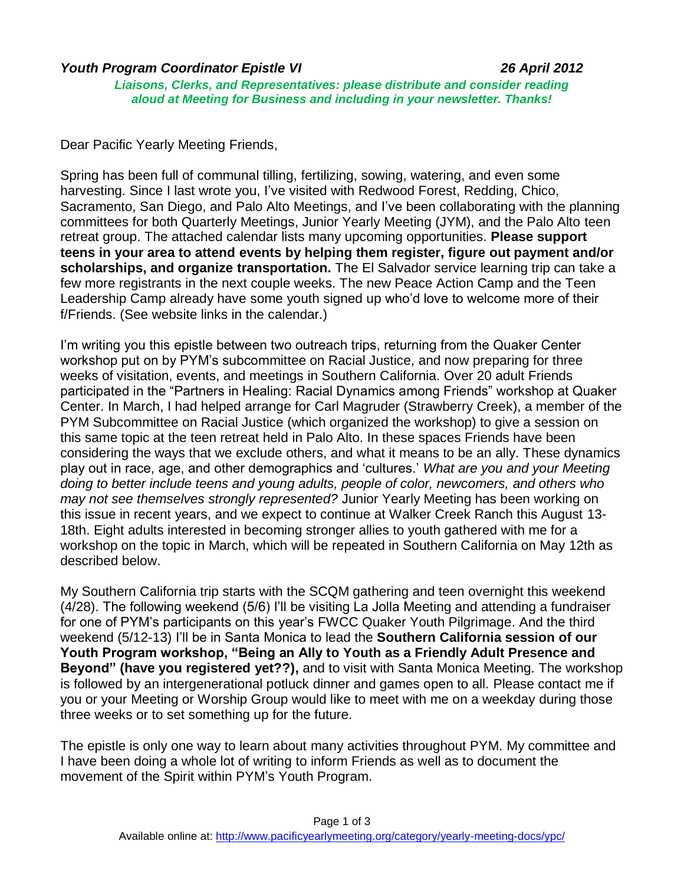***Youth Program Coordinator Epistle VI*** ***26 April 2012***

***Liaisons, Clerks, and Representatives: please distribute and consider reading aloud at Meeting for Business and including in your newsletter. Thanks!***

Dear Pacific Yearly Meeting Friends,

Spring has been full of communal tilling, fertilizing, sowing, watering, and even some harvesting. Since I last wrote you, I've visited with Redwood Forest, Redding, Chico, Sacramento, San Diego, and Palo Alto Meetings, and I've been collaborating with the planning committees for both Quarterly Meetings, Junior Yearly Meeting (JYM), and the Palo Alto teen retreat group. The attached calendar lists many upcoming opportunities. **Please support teens in your area to attend events by helping them register, figure out payment and/or scholarships, and organize transportation.** The El Salvador service learning trip can take a few more registrants in the next couple weeks. The new Peace Action Camp and the Teen Leadership Camp already have some youth signed up who'd love to welcome more of their f/Friends. (See website links in the calendar.)

I'm writing you this epistle between two outreach trips, returning from the Quaker Center workshop put on by PYM's subcommittee on Racial Justice, and now preparing for three weeks of visitation, events, and meetings in Southern California. Over 20 adult Friends participated in the "Partners in Healing: Racial Dynamics among Friends" workshop at Quaker Center. In March, I had helped arrange for Carl Magruder (Strawberry Creek), a member of the PYM Subcommittee on Racial Justice (which organized the workshop) to give a session on this same topic at the teen retreat held in Palo Alto. In these spaces Friends have been considering the ways that we exclude others, and what it means to be an ally. These dynamics play out in race, age, and other demographics and 'cultures.' *What are you and your Meeting doing to better include teens and young adults, people of color, newcomers, and others who may not see themselves strongly represented?* Junior Yearly Meeting has been working on this issue in recent years, and we expect to continue at Walker Creek Ranch this August 13-18th. Eight adults interested in becoming stronger allies to youth gathered with me for a workshop on the topic in March, which will be repeated in Southern California on May 12th as described below.

My Southern California trip starts with the SCQM gathering and teen overnight this weekend (4/28). The following weekend (5/6) I'll be visiting La Jolla Meeting and attending a fundraiser for one of PYM's participants on this year's FWCC Quaker Youth Pilgrimage. And the third weekend (5/12-13) I'll be in Santa Monica to lead the **Southern California session of our Youth Program workshop, "Being an Ally to Youth as a Friendly Adult Presence and Beyond" (have you registered yet??),** and to visit with Santa Monica Meeting. The workshop is followed by an intergenerational potluck dinner and games open to all. Please contact me if you or your Meeting or Worship Group would like to meet with me on a weekday during those three weeks or to set something up for the future.

The epistle is only one way to learn about many activities throughout PYM. My committee and I have been doing a whole lot of writing to inform Friends as well as to document the movement of the Spirit within PYM's Youth Program.

Available online at: http://www.pacificyearlymeeting.org/category/yearly-meeting-docs/ypc/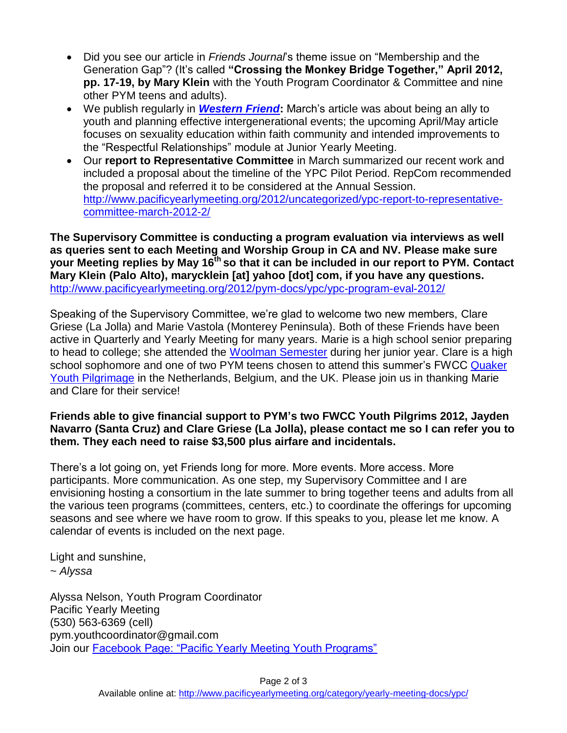- Did you see our article in *Friends Journal*'s theme issue on "Membership and the Generation Gap"? (It's called **"Crossing the Monkey Bridge Together," April 2012, pp. 17-19, by Mary Klein** with the Youth Program Coordinator & Committee and nine other PYM teens and adults).
- We publish regularly in ***Western Friend*****:** March's article was about being an ally to youth and planning effective intergenerational events; the upcoming April/May article focuses on sexuality education within faith community and intended improvements to the "Respectful Relationships" module at Junior Yearly Meeting.
- Our **report to Representative Committee** in March summarized our recent work and included a proposal about the timeline of the YPC Pilot Period. RepCom recommended the proposal and referred it to be considered at the Annual Session. http://www.pacificyearlymeeting.org/2012/uncategorized/ypc-report-to-representative-committee-march-2012-2/

**The Supervisory Committee is conducting a program evaluation via interviews as well as queries sent to each Meeting and Worship Group in CA and NV. Please make sure your Meeting replies by May 16th so that it can be included in our report to PYM. Contact Mary Klein (Palo Alto), marycklein [at] yahoo [dot] com, if you have any questions.** http://www.pacificyearlymeeting.org/2012/pym-docs/ypc/ypc-program-eval-2012/

Speaking of the Supervisory Committee, we're glad to welcome two new members, Clare Griese (La Jolla) and Marie Vastola (Monterey Peninsula). Both of these Friends have been active in Quarterly and Yearly Meeting for many years. Marie is a high school senior preparing to head to college; she attended the Woolman Semester during her junior year. Clare is a high school sophomore and one of two PYM teens chosen to attend this summer's FWCC Quaker Youth Pilgrimage in the Netherlands, Belgium, and the UK. Please join us in thanking Marie and Clare for their service!

**Friends able to give financial support to PYM's two FWCC Youth Pilgrims 2012, Jayden Navarro (Santa Cruz) and Clare Griese (La Jolla), please contact me so I can refer you to them. They each need to raise $3,500 plus airfare and incidentals.**

There's a lot going on, yet Friends long for more. More events. More access. More participants. More communication. As one step, my Supervisory Committee and I are envisioning hosting a consortium in the late summer to bring together teens and adults from all the various teen programs (committees, centers, etc.) to coordinate the offerings for upcoming seasons and see where we have room to grow. If this speaks to you, please let me know. A calendar of events is included on the next page.

Light and sunshine,
~ *Alyssa*

Alyssa Nelson, Youth Program Coordinator
Pacific Yearly Meeting
(530) 563-6369 (cell)
pym.youthcoordinator@gmail.com
Join our Facebook Page: "Pacific Yearly Meeting Youth Programs"

Available online at: http://www.pacificyearlymeeting.org/category/yearly-meeting-docs/ypc/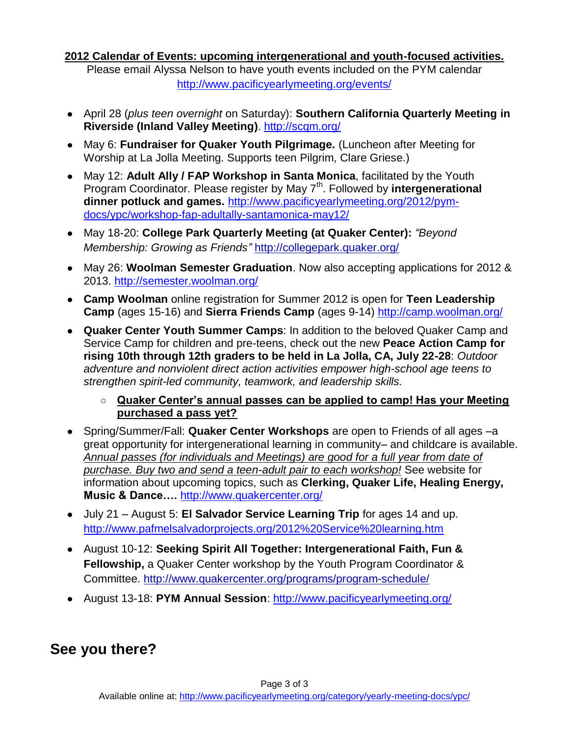**2012 Calendar of Events: upcoming intergenerational and youth-focused activities.**

Please email Alyssa Nelson to have youth events included on the PYM calendar http://www.pacificyearlymeeting.org/events/

- April 28 (*plus teen overnight* on Saturday): **Southern California Quarterly Meeting in Riverside (Inland Valley Meeting)**. http://scqm.org/
- May 6: **Fundraiser for Quaker Youth Pilgrimage.** (Luncheon after Meeting for Worship at La Jolla Meeting. Supports teen Pilgrim, Clare Griese.)
- May 12: **Adult Ally / FAP Workshop in Santa Monica**, facilitated by the Youth Program Coordinator. Please register by May 7th. Followed by **intergenerational dinner potluck and games.** http://www.pacificyearlymeeting.org/2012/pym-docs/ypc/workshop-fap-adultally-santamonica-may12/
- May 18-20: **College Park Quarterly Meeting (at Quaker Center):** *"Beyond Membership: Growing as Friends"* http://collegepark.quaker.org/
- May 26: **Woolman Semester Graduation**. Now also accepting applications for 2012 & 2013. http://semester.woolman.org/
- **Camp Woolman** online registration for Summer 2012 is open for **Teen Leadership Camp** (ages 15-16) and **Sierra Friends Camp** (ages 9-14) http://camp.woolman.org/
- **Quaker Center Youth Summer Camps**: In addition to the beloved Quaker Camp and Service Camp for children and pre-teens, check out the new **Peace Action Camp for rising 10th through 12th graders to be held in La Jolla, CA, July 22-28**: *Outdoor adventure and nonviolent direct action activities empower high-school age teens to strengthen spirit-led community, teamwork, and leadership skills.*
  - **Quaker Center's annual passes can be applied to camp! Has your Meeting purchased a pass yet?**
- Spring/Summer/Fall: **Quaker Center Workshops** are open to Friends of all ages –a great opportunity for intergenerational learning in community– and childcare is available. *Annual passes (for individuals and Meetings) are good for a full year from date of purchase. Buy two and send a teen-adult pair to each workshop!* See website for information about upcoming topics, such as **Clerking, Quaker Life, Healing Energy, Music & Dance….** http://www.quakercenter.org/
- July 21 – August 5: **El Salvador Service Learning Trip** for ages 14 and up. http://www.pafmelsalvadorprojects.org/2012%20Service%20learning.htm
- August 10-12: **Seeking Spirit All Together: Intergenerational Faith, Fun & Fellowship,** a Quaker Center workshop by the Youth Program Coordinator & Committee. http://www.quakercenter.org/programs/program-schedule/
- August 13-18: **PYM Annual Session**: http://www.pacificyearlymeeting.org/

## See you there?

Available online at: http://www.pacificyearlymeeting.org/category/yearly-meeting-docs/ypc/